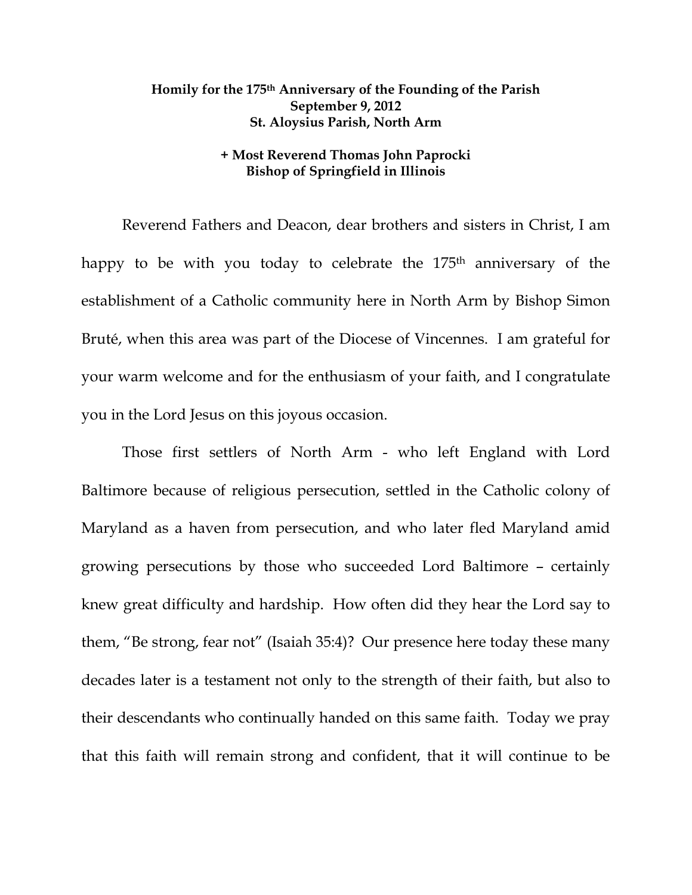**Homily for the 175th Anniversary of the Founding of the Parish**
**September 9, 2012**
**St. Aloysius Parish, North Arm**

**+ Most Reverend Thomas John Paprocki**
**Bishop of Springfield in Illinois**

Reverend Fathers and Deacon, dear brothers and sisters in Christ, I am happy to be with you today to celebrate the 175th anniversary of the establishment of a Catholic community here in North Arm by Bishop Simon Bruté, when this area was part of the Diocese of Vincennes. I am grateful for your warm welcome and for the enthusiasm of your faith, and I congratulate you in the Lord Jesus on this joyous occasion.

Those first settlers of North Arm - who left England with Lord Baltimore because of religious persecution, settled in the Catholic colony of Maryland as a haven from persecution, and who later fled Maryland amid growing persecutions by those who succeeded Lord Baltimore – certainly knew great difficulty and hardship. How often did they hear the Lord say to them, "Be strong, fear not" (Isaiah 35:4)? Our presence here today these many decades later is a testament not only to the strength of their faith, but also to their descendants who continually handed on this same faith. Today we pray that this faith will remain strong and confident, that it will continue to be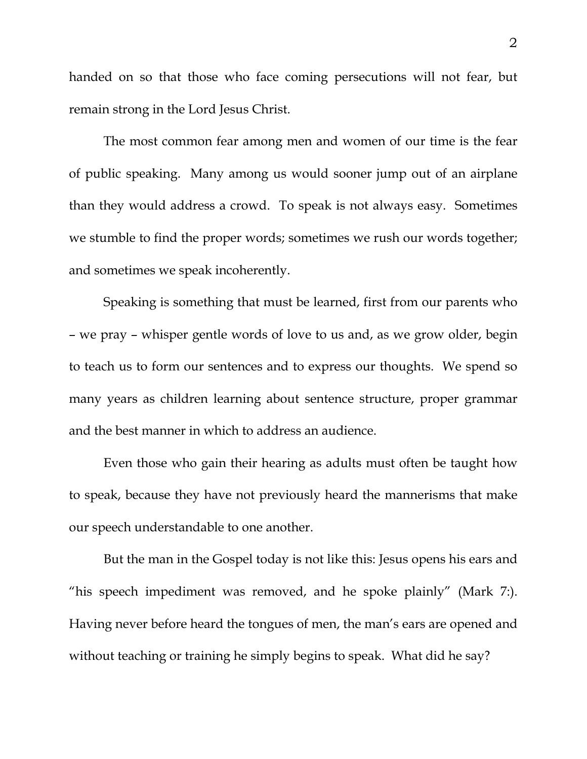handed on so that those who face coming persecutions will not fear, but remain strong in the Lord Jesus Christ.

The most common fear among men and women of our time is the fear of public speaking. Many among us would sooner jump out of an airplane than they would address a crowd. To speak is not always easy. Sometimes we stumble to find the proper words; sometimes we rush our words together; and sometimes we speak incoherently.

Speaking is something that must be learned, first from our parents who – we pray – whisper gentle words of love to us and, as we grow older, begin to teach us to form our sentences and to express our thoughts. We spend so many years as children learning about sentence structure, proper grammar and the best manner in which to address an audience.

Even those who gain their hearing as adults must often be taught how to speak, because they have not previously heard the mannerisms that make our speech understandable to one another.

But the man in the Gospel today is not like this: Jesus opens his ears and "his speech impediment was removed, and he spoke plainly" (Mark 7:). Having never before heard the tongues of men, the man's ears are opened and without teaching or training he simply begins to speak. What did he say?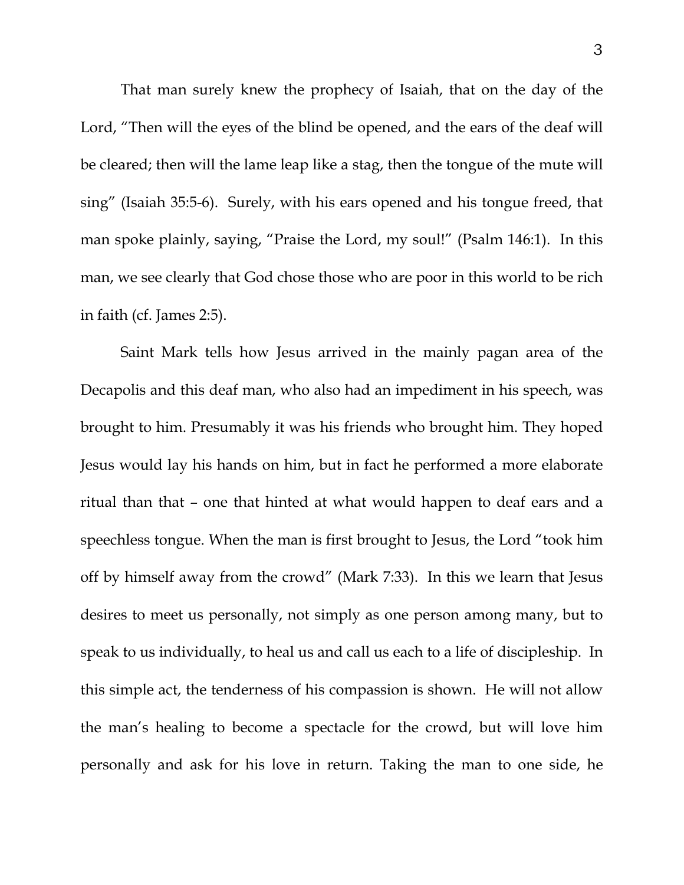That man surely knew the prophecy of Isaiah, that on the day of the Lord, “Then will the eyes of the blind be opened, and the ears of the deaf will be cleared; then will the lame leap like a stag, then the tongue of the mute will sing” (Isaiah 35:5-6). Surely, with his ears opened and his tongue freed, that man spoke plainly, saying, “Praise the Lord, my soul!” (Psalm 146:1). In this man, we see clearly that God chose those who are poor in this world to be rich in faith (cf. James 2:5).

Saint Mark tells how Jesus arrived in the mainly pagan area of the Decapolis and this deaf man, who also had an impediment in his speech, was brought to him. Presumably it was his friends who brought him. They hoped Jesus would lay his hands on him, but in fact he performed a more elaborate ritual than that – one that hinted at what would happen to deaf ears and a speechless tongue. When the man is first brought to Jesus, the Lord “took him off by himself away from the crowd” (Mark 7:33). In this we learn that Jesus desires to meet us personally, not simply as one person among many, but to speak to us individually, to heal us and call us each to a life of discipleship. In this simple act, the tenderness of his compassion is shown. He will not allow the man’s healing to become a spectacle for the crowd, but will love him personally and ask for his love in return. Taking the man to one side, he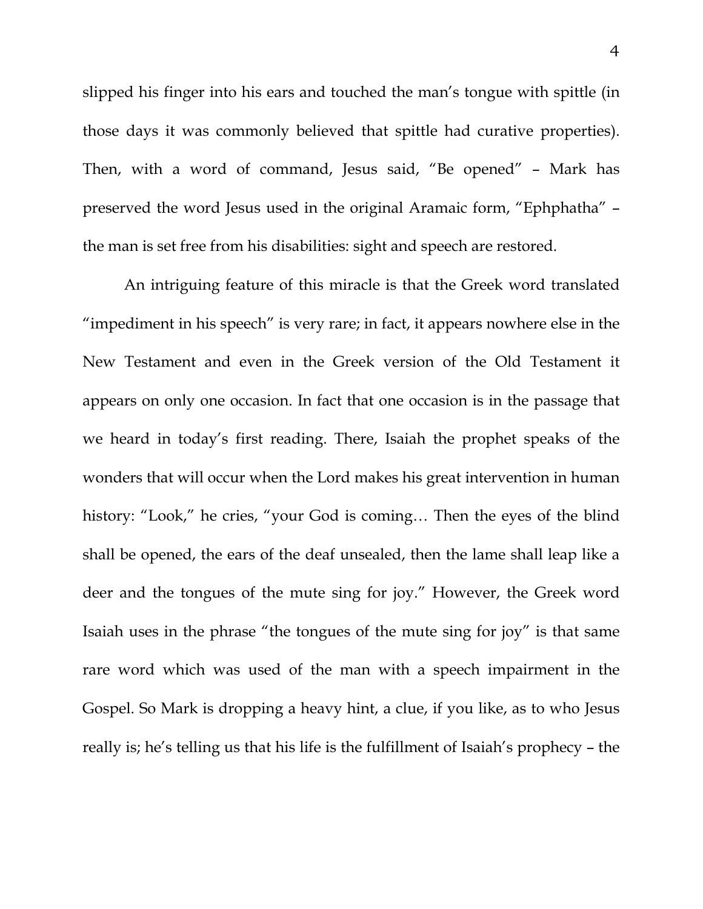slipped his finger into his ears and touched the man's tongue with spittle (in those days it was commonly believed that spittle had curative properties). Then, with a word of command, Jesus said, "Be opened" – Mark has preserved the word Jesus used in the original Aramaic form, "Ephphatha" – the man is set free from his disabilities: sight and speech are restored.

An intriguing feature of this miracle is that the Greek word translated "impediment in his speech" is very rare; in fact, it appears nowhere else in the New Testament and even in the Greek version of the Old Testament it appears on only one occasion. In fact that one occasion is in the passage that we heard in today's first reading. There, Isaiah the prophet speaks of the wonders that will occur when the Lord makes his great intervention in human history: "Look," he cries, "your God is coming… Then the eyes of the blind shall be opened, the ears of the deaf unsealed, then the lame shall leap like a deer and the tongues of the mute sing for joy." However, the Greek word Isaiah uses in the phrase "the tongues of the mute sing for joy" is that same rare word which was used of the man with a speech impairment in the Gospel. So Mark is dropping a heavy hint, a clue, if you like, as to who Jesus really is; he's telling us that his life is the fulfillment of Isaiah's prophecy – the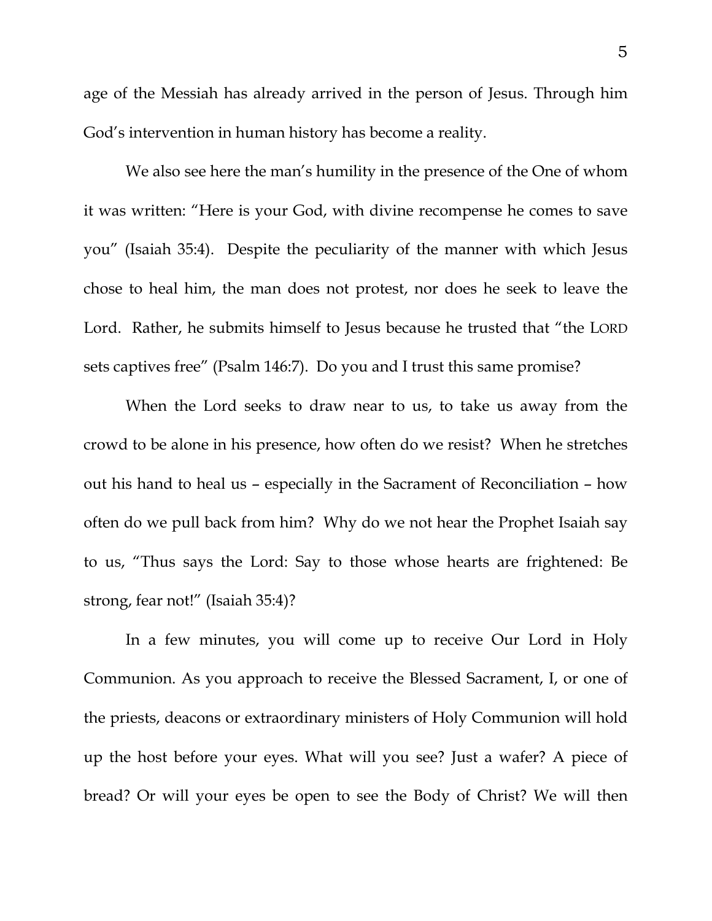age of the Messiah has already arrived in the person of Jesus. Through him God's intervention in human history has become a reality.

We also see here the man's humility in the presence of the One of whom it was written: "Here is your God, with divine recompense he comes to save you" (Isaiah 35:4). Despite the peculiarity of the manner with which Jesus chose to heal him, the man does not protest, nor does he seek to leave the Lord. Rather, he submits himself to Jesus because he trusted that "the LORD sets captives free" (Psalm 146:7). Do you and I trust this same promise?

When the Lord seeks to draw near to us, to take us away from the crowd to be alone in his presence, how often do we resist? When he stretches out his hand to heal us – especially in the Sacrament of Reconciliation – how often do we pull back from him? Why do we not hear the Prophet Isaiah say to us, "Thus says the Lord: Say to those whose hearts are frightened: Be strong, fear not!" (Isaiah 35:4)?

In a few minutes, you will come up to receive Our Lord in Holy Communion. As you approach to receive the Blessed Sacrament, I, or one of the priests, deacons or extraordinary ministers of Holy Communion will hold up the host before your eyes. What will you see? Just a wafer? A piece of bread? Or will your eyes be open to see the Body of Christ? We will then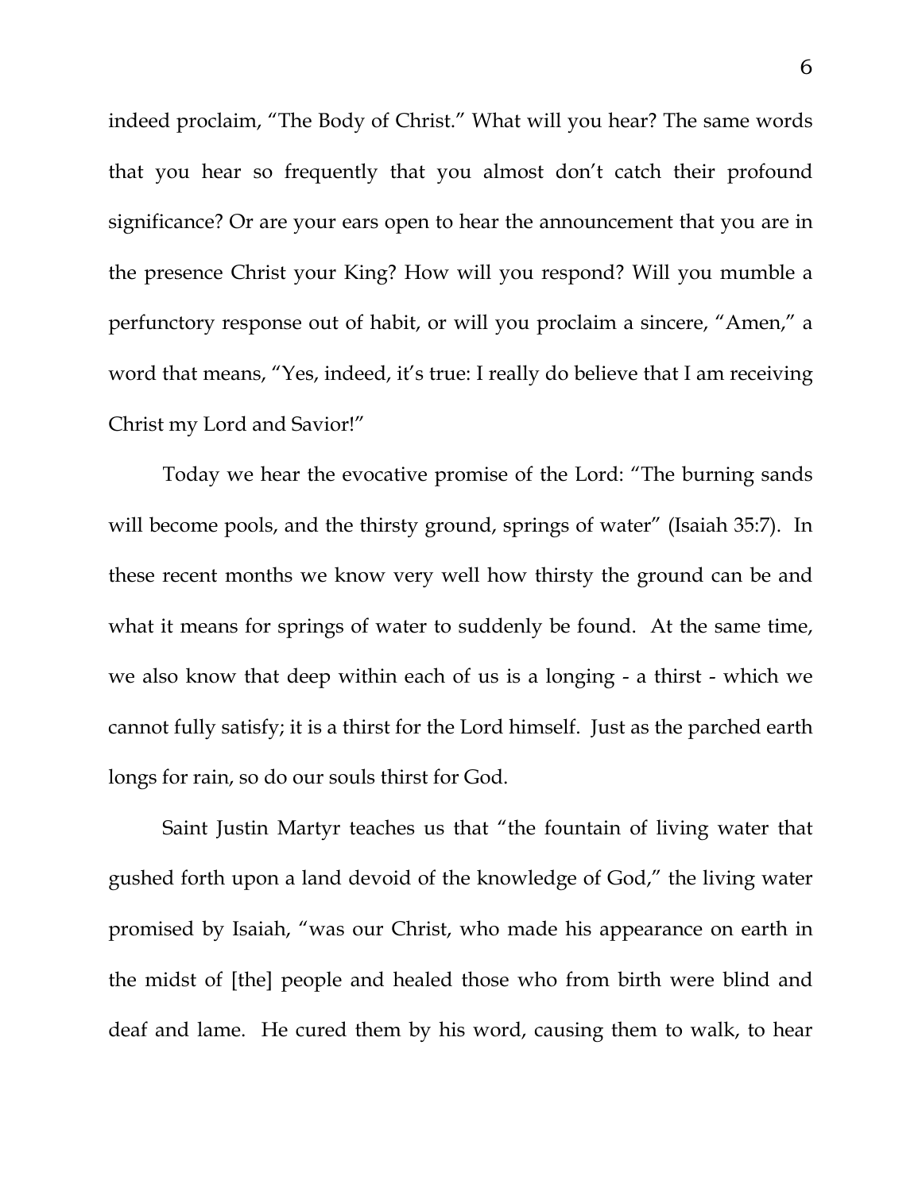indeed proclaim, "The Body of Christ." What will you hear? The same words that you hear so frequently that you almost don't catch their profound significance? Or are your ears open to hear the announcement that you are in the presence Christ your King? How will you respond? Will you mumble a perfunctory response out of habit, or will you proclaim a sincere, "Amen," a word that means, "Yes, indeed, it's true: I really do believe that I am receiving Christ my Lord and Savior!"

Today we hear the evocative promise of the Lord: "The burning sands will become pools, and the thirsty ground, springs of water" (Isaiah 35:7). In these recent months we know very well how thirsty the ground can be and what it means for springs of water to suddenly be found. At the same time, we also know that deep within each of us is a longing - a thirst - which we cannot fully satisfy; it is a thirst for the Lord himself. Just as the parched earth longs for rain, so do our souls thirst for God.

Saint Justin Martyr teaches us that "the fountain of living water that gushed forth upon a land devoid of the knowledge of God," the living water promised by Isaiah, "was our Christ, who made his appearance on earth in the midst of [the] people and healed those who from birth were blind and deaf and lame. He cured them by his word, causing them to walk, to hear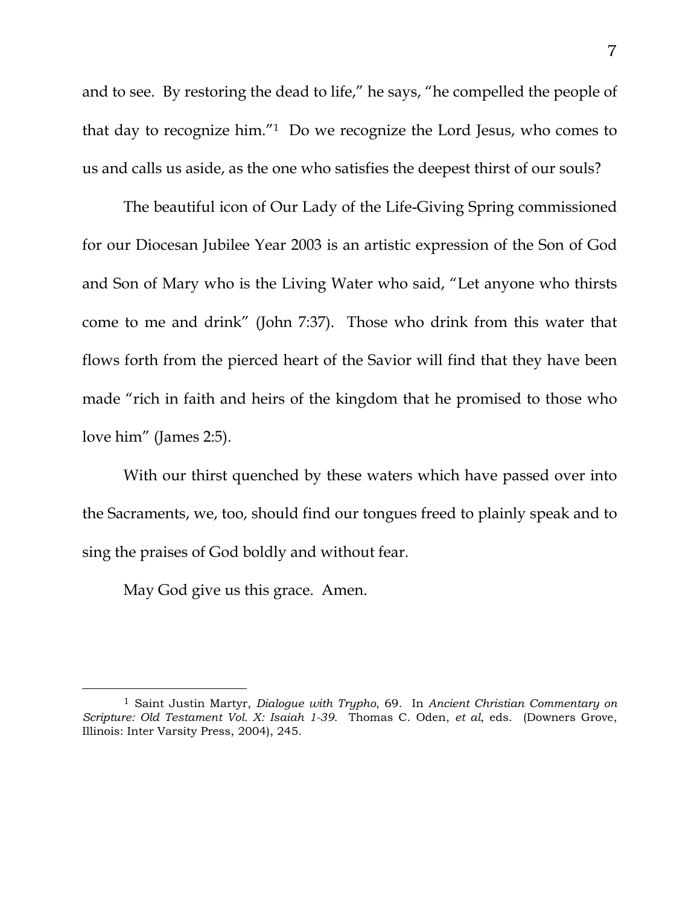and to see. By restoring the dead to life," he says, "he compelled the people of that day to recognize him."[1] Do we recognize the Lord Jesus, who comes to us and calls us aside, as the one who satisfies the deepest thirst of our souls?

The beautiful icon of Our Lady of the Life-Giving Spring commissioned for our Diocesan Jubilee Year 2003 is an artistic expression of the Son of God and Son of Mary who is the Living Water who said, "Let anyone who thirsts come to me and drink" (John 7:37). Those who drink from this water that flows forth from the pierced heart of the Savior will find that they have been made "rich in faith and heirs of the kingdom that he promised to those who love him" (James 2:5).

With our thirst quenched by these waters which have passed over into the Sacraments, we, too, should find our tongues freed to plainly speak and to sing the praises of God boldly and without fear.

May God give us this grace. Amen.

---

[1] Saint Justin Martyr, *Dialogue with Trypho*, 69. In *Ancient Christian Commentary on Scripture: Old Testament Vol. X: Isaiah 1-39*. Thomas C. Oden, *et al*, eds. (Downers Grove, Illinois: Inter Varsity Press, 2004), 245.